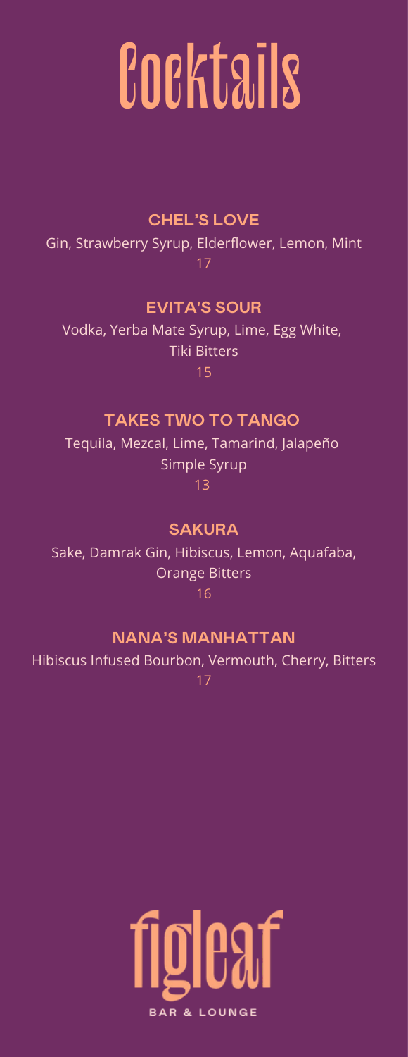# Cocktails

### CHEL'S LOVE

Gin, Strawberry Syrup, Elderflower, Lemon, Mint

17

### EVITA'S SOUR

Vodka, Yerba Mate Syrup, Lime, Egg White, Tiki Bitters

15

### TAKES TWO TO TANGO

Tequila, Mezcal, Lime, Tamarind, Jalapeño Simple Syrup

13

### SAKURA

Sake, Damrak Gin, Hibiscus, Lemon, Aquafaba, Orange Bitters

16

### NANA'S MANHATTAN

Hibiscus Infused Bourbon, Vermouth, Cherry, Bitters

17

figleaf

BAR & LOUNGE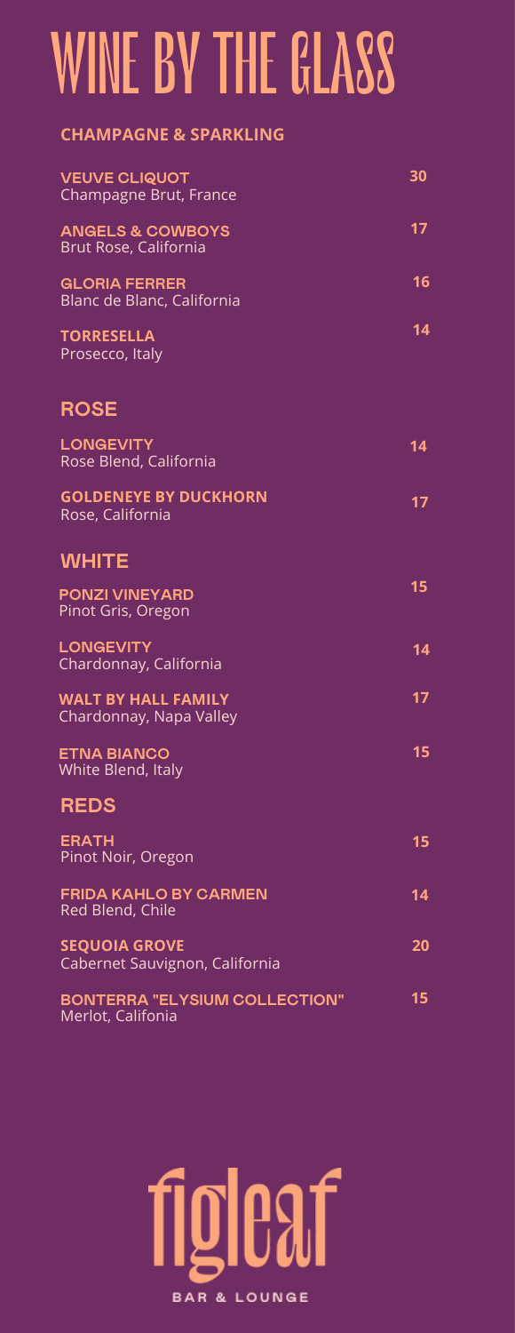# WINE BY THE GLASS

## CHAMPAGNE & SPARKLING

**VEUVE CLIQUOT** — 30
Champagne Brut, France

**ANGELS & COWBOYS** — 17
Brut Rose, California

**GLORIA FERRER** — 16
Blanc de Blanc, California

**TORRESELLA** — 14
Prosecco, Italy

## ROSE

**LONGEVITY** — 14
Rose Blend, California

**GOLDENEYE BY DUCKHORN** — 17
Rose, California

## WHITE

**PONZI VINEYARD** — 15
Pinot Gris, Oregon

**LONGEVITY** — 14
Chardonnay, California

**WALT BY HALL FAMILY** — 17
Chardonnay, Napa Valley

**ETNA BIANCO** — 15
White Blend, Italy

## REDS

**ERATH** — 15
Pinot Noir, Oregon

**FRIDA KAHLO BY CARMEN** — 14
Red Blend, Chile

**SEQUOIA GROVE** — 20
Cabernet Sauvignon, California

**BONTERRA "ELYSIUM COLLECTION"** — 15
Merlot, Califonia

figleaf
BAR & LOUNGE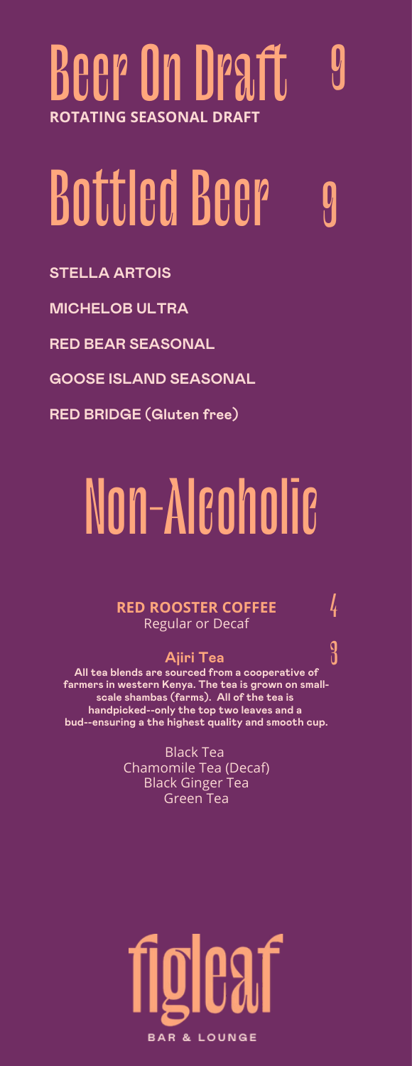# Beer On Draft 9

**ROTATING SEASONAL DRAFT**

# Bottled Beer 9

**STELLA ARTOIS**

**MICHELOB ULTRA**

**RED BEAR SEASONAL**

**GOOSE ISLAND SEASONAL**

**RED BRIDGE (Gluten free)**

# Non-Alcoholic

**RED ROOSTER COFFEE** 4

Regular or Decaf

**Ajiri Tea** 3

**All tea blends are sourced from a cooperative of farmers in western Kenya. The tea is grown on small-scale shambas (farms). All of the tea is handpicked--only the top two leaves and a bud--ensuring a the highest quality and smooth cup.**

Black Tea
Chamomile Tea (Decaf)
Black Ginger Tea
Green Tea

figleaf

BAR & LOUNGE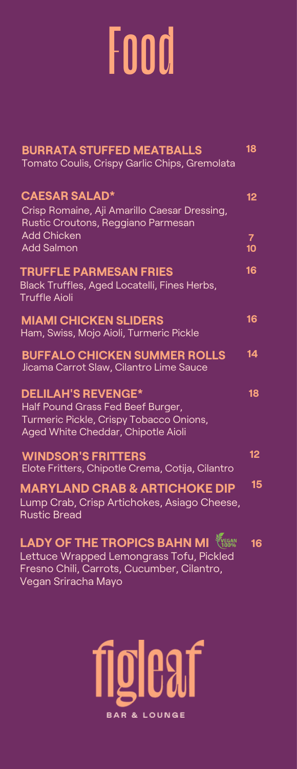# Food

**BURRATA STUFFED MEATBALLS** 18
Tomato Coulis, Crispy Garlic Chips, Gremolata

**CAESAR SALAD*** 12
Crisp Romaine, Aji Amarillo Caesar Dressing, Rustic Croutons, Reggiano Parmesan
Add Chicken 7
Add Salmon 10

**TRUFFLE PARMESAN FRIES** 16
Black Truffles, Aged Locatelli, Fines Herbs, Truffle Aioli

**MIAMI CHICKEN SLIDERS** 16
Ham, Swiss, Mojo Aioli, Turmeric Pickle

**BUFFALO CHICKEN SUMMER ROLLS** 14
Jicama Carrot Slaw, Cilantro Lime Sauce

**DELILAH'S REVENGE*** 18
Half Pound Grass Fed Beef Burger, Turmeric Pickle, Crispy Tobacco Onions, Aged White Cheddar, Chipotle Aioli

**WINDSOR'S FRITTERS** 12
Elote Fritters, Chipotle Crema, Cotija, Cilantro

**MARYLAND CRAB & ARTICHOKE DIP** 15
Lump Crab, Crisp Artichokes, Asiago Cheese, Rustic Bread

**LADY OF THE TROPICS BAHN MI** VEGAN 100% 16
Lettuce Wrapped Lemongrass Tofu, Pickled Fresno Chili, Carrots, Cucumber, Cilantro, Vegan Sriracha Mayo

figleaf
BAR & LOUNGE